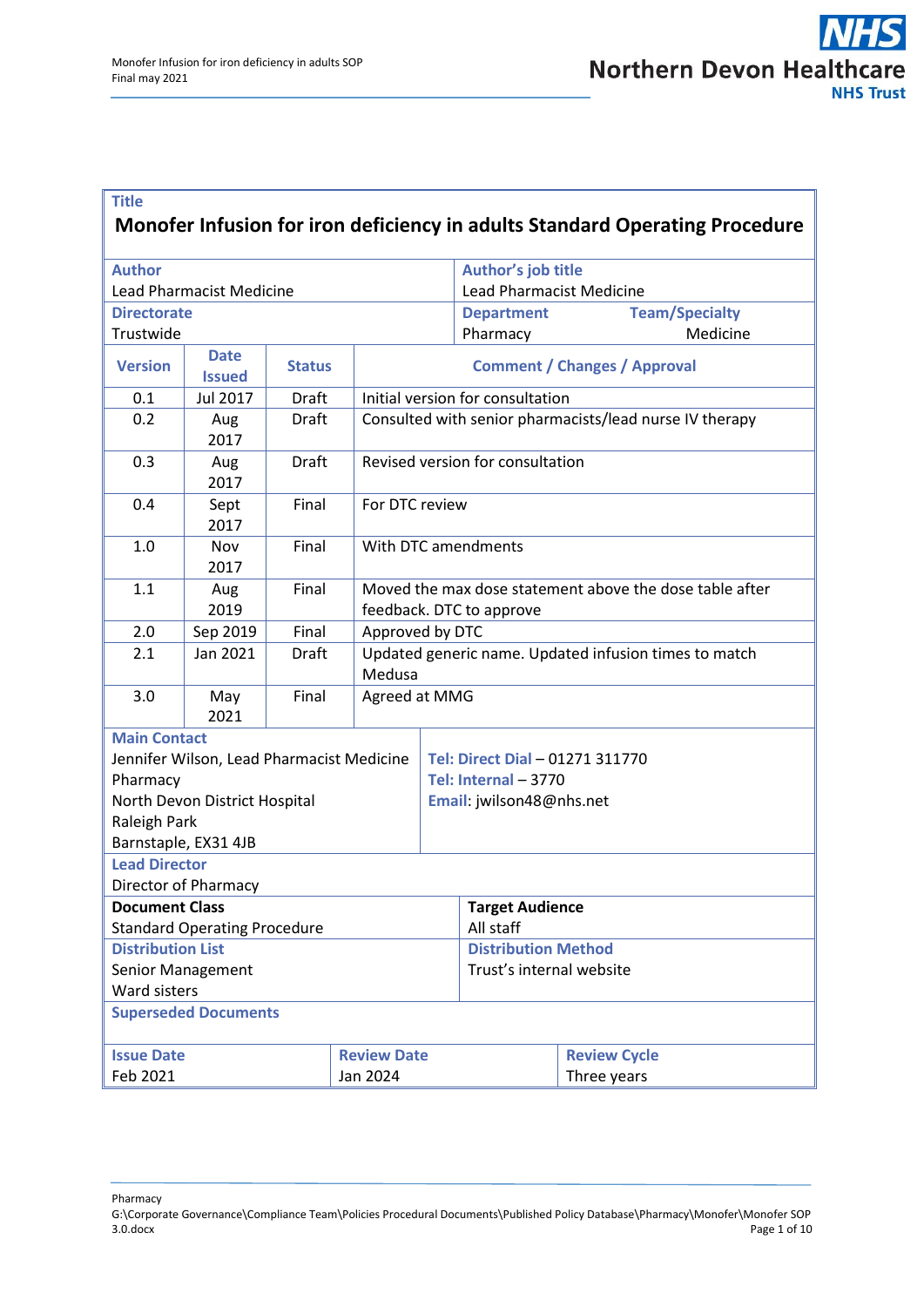**Title**

# Monofer Infusion for iron deficiency in adults Standard Operating Procedure

| **Author** | **Author's job title** |
|---|---|
| Lead Pharmacist Medicine | Lead Pharmacist Medicine |
| **Directorate** | **Department** / **Team/Specialty** |
| Trustwide | Pharmacy / Medicine |

| **Version** | **Date Issued** | **Status** | **Comment / Changes / Approval** |
|---|---|---|---|
| 0.1 | Jul 2017 | Draft | Initial version for consultation |
| 0.2 | Aug 2017 | Draft | Consulted with senior pharmacists/lead nurse IV therapy |
| 0.3 | Aug 2017 | Draft | Revised version for consultation |
| 0.4 | Sept 2017 | Final | For DTC review |
| 1.0 | Nov 2017 | Final | With DTC amendments |
| 1.1 | Aug 2019 | Final | Moved the max dose statement above the dose table after feedback. DTC to approve |
| 2.0 | Sep 2019 | Final | Approved by DTC |
| 2.1 | Jan 2021 | Draft | Updated generic name. Updated infusion times to match Medusa |
| 3.0 | May 2021 | Final | Agreed at MMG |

**Main Contact**

Jennifer Wilson, Lead Pharmacist Medicine
Pharmacy
North Devon District Hospital
Raleigh Park
Barnstaple, EX31 4JB

**Tel: Direct Dial** – 01271 311770
**Tel: Internal** – 3770
**Email**: jwilson48@nhs.net

**Lead Director**

Director of Pharmacy

| **Document Class** | **Target Audience** |
|---|---|
| Standard Operating Procedure | All staff |
| **Distribution List** | **Distribution Method** |
| Senior Management<br>Ward sisters | Trust's internal website |

**Superseded Documents**

| **Issue Date** | **Review Date** | **Review Cycle** |
|---|---|---|
| Feb 2021 | Jan 2024 | Three years |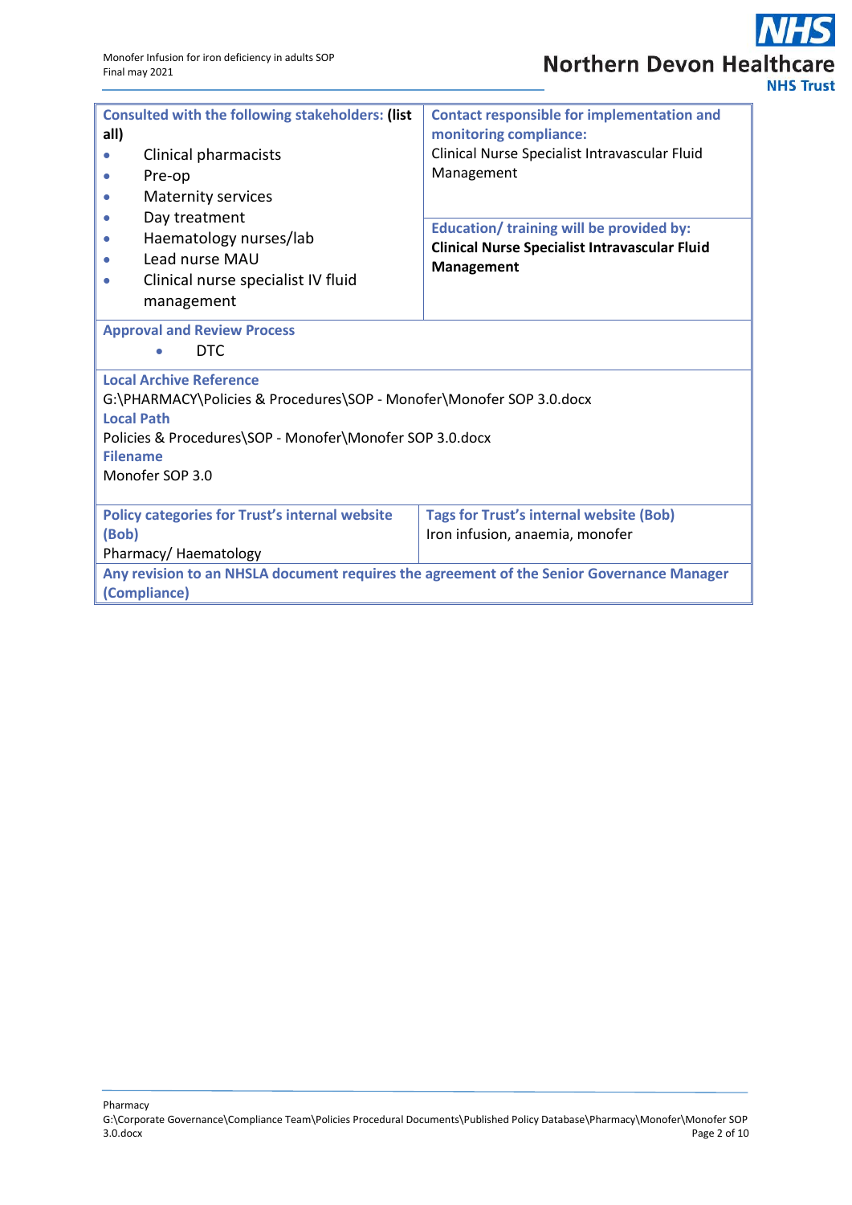| **Consulted with the following stakeholders: (list all)** | **Contact responsible for implementation and monitoring compliance:** |
|---|---|
| • Clinical pharmacists<br>• Pre-op<br>• Maternity services<br>• Day treatment<br>• Haematology nurses/lab<br>• Lead nurse MAU<br>• Clinical nurse specialist IV fluid management | Clinical Nurse Specialist Intravascular Fluid Management<br><br>**Education/ training will be provided by:**<br>**Clinical Nurse Specialist Intravascular Fluid Management** |

**Approval and Review Process**

- DTC

**Local Archive Reference**

G:\PHARMACY\Policies & Procedures\SOP - Monofer\Monofer SOP 3.0.docx

**Local Path**

Policies & Procedures\SOP - Monofer\Monofer SOP 3.0.docx

**Filename**

Monofer SOP 3.0

| **Policy categories for Trust's internal website (Bob)** | **Tags for Trust's internal website (Bob)** |
|---|---|
| Pharmacy/ Haematology | Iron infusion, anaemia, monofer |

**Any revision to an NHSLA document requires the agreement of the Senior Governance Manager (Compliance)**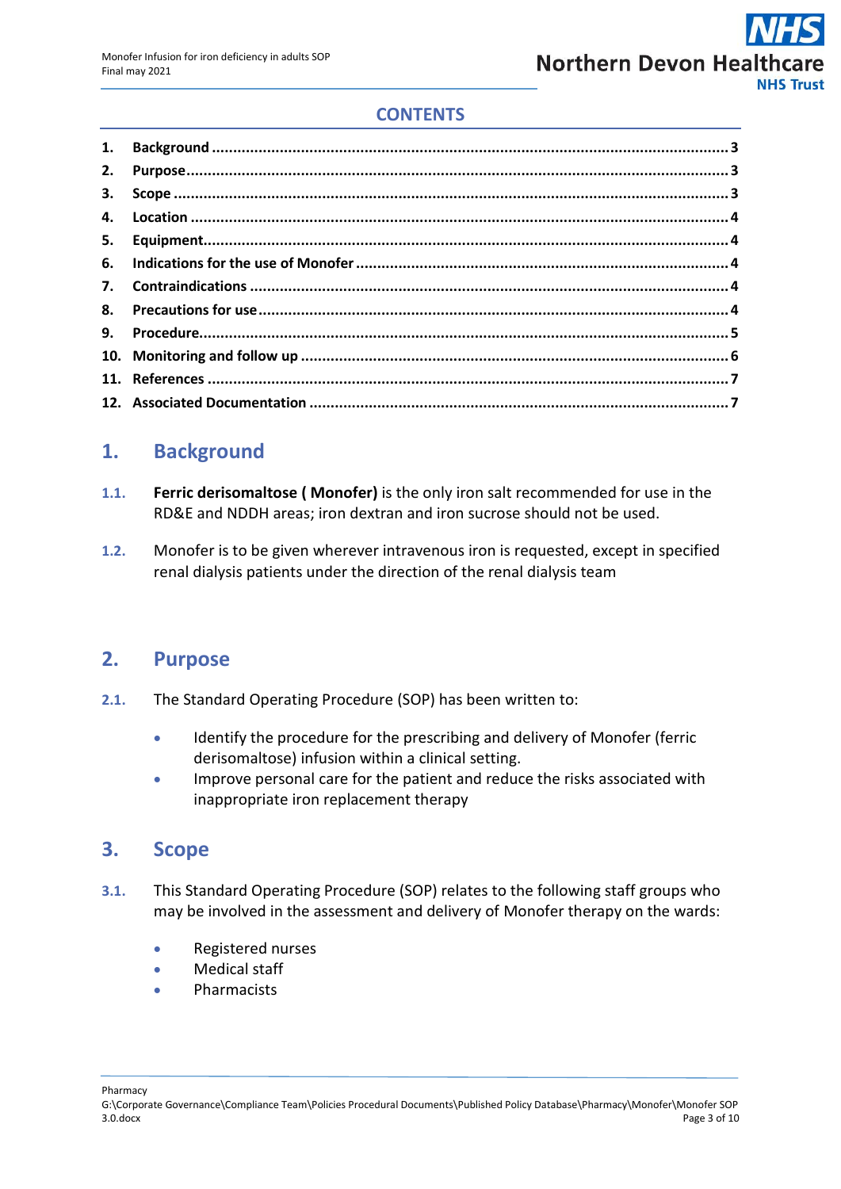## CONTENTS

| | | |
|---|---|---|
| 1. | **Background** | 3 |
| 2. | **Purpose** | 3 |
| 3. | **Scope** | 3 |
| 4. | **Location** | 4 |
| 5. | **Equipment** | 4 |
| 6. | **Indications for the use of Monofer** | 4 |
| 7. | **Contraindications** | 4 |
| 8. | **Precautions for use** | 4 |
| 9. | **Procedure** | 5 |
| 10. | **Monitoring and follow up** | 6 |
| 11. | **References** | 7 |
| 12. | **Associated Documentation** | 7 |

# 1. Background

1.1. **Ferric derisomaltose ( Monofer)** is the only iron salt recommended for use in the RD&E and NDDH areas; iron dextran and iron sucrose should not be used.

1.2. Monofer is to be given wherever intravenous iron is requested, except in specified renal dialysis patients under the direction of the renal dialysis team

# 2. Purpose

2.1. The Standard Operating Procedure (SOP) has been written to:

- Identify the procedure for the prescribing and delivery of Monofer (ferric derisomaltose) infusion within a clinical setting.
- Improve personal care for the patient and reduce the risks associated with inappropriate iron replacement therapy

# 3. Scope

3.1. This Standard Operating Procedure (SOP) relates to the following staff groups who may be involved in the assessment and delivery of Monofer therapy on the wards:

- Registered nurses
- Medical staff
- Pharmacists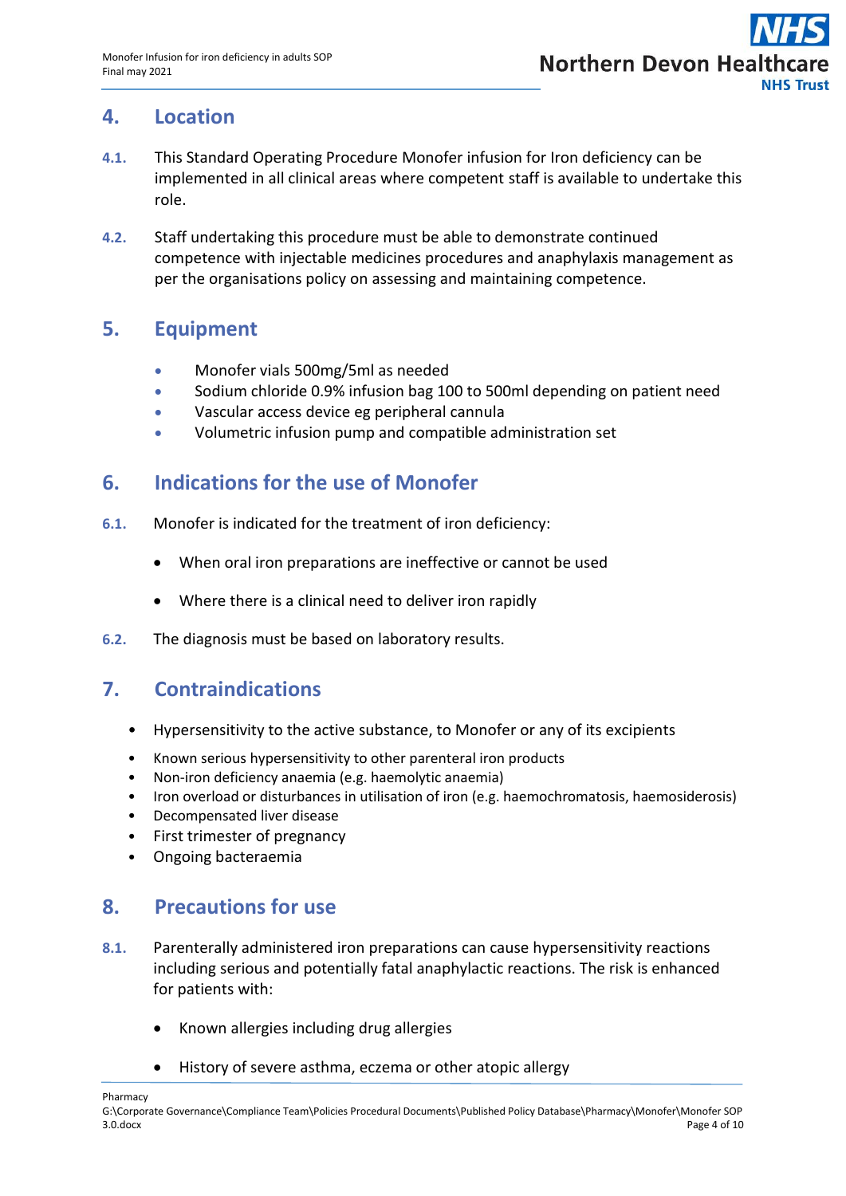## 4. Location

**4.1.** This Standard Operating Procedure Monofer infusion for Iron deficiency can be implemented in all clinical areas where competent staff is available to undertake this role.

**4.2.** Staff undertaking this procedure must be able to demonstrate continued competence with injectable medicines procedures and anaphylaxis management as per the organisations policy on assessing and maintaining competence.

## 5. Equipment

- Monofer vials 500mg/5ml as needed
- Sodium chloride 0.9% infusion bag 100 to 500ml depending on patient need
- Vascular access device eg peripheral cannula
- Volumetric infusion pump and compatible administration set

## 6. Indications for the use of Monofer

**6.1.** Monofer is indicated for the treatment of iron deficiency:

- When oral iron preparations are ineffective or cannot be used
- Where there is a clinical need to deliver iron rapidly

**6.2.** The diagnosis must be based on laboratory results.

## 7. Contraindications

- Hypersensitivity to the active substance, to Monofer or any of its excipients
- Known serious hypersensitivity to other parenteral iron products
- Non-iron deficiency anaemia (e.g. haemolytic anaemia)
- Iron overload or disturbances in utilisation of iron (e.g. haemochromatosis, haemosiderosis)
- Decompensated liver disease
- First trimester of pregnancy
- Ongoing bacteraemia

## 8. Precautions for use

**8.1.** Parenterally administered iron preparations can cause hypersensitivity reactions including serious and potentially fatal anaphylactic reactions. The risk is enhanced for patients with:

- Known allergies including drug allergies
- History of severe asthma, eczema or other atopic allergy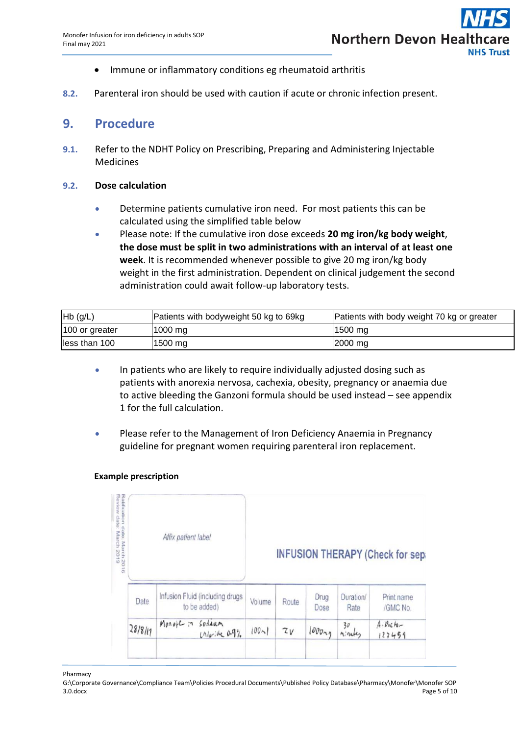- Immune or inflammatory conditions eg rheumatoid arthritis

8.2. Parenteral iron should be used with caution if acute or chronic infection present.

## 9. Procedure

9.1. Refer to the NDHT Policy on Prescribing, Preparing and Administering Injectable Medicines

### 9.2. Dose calculation

- Determine patients cumulative iron need. For most patients this can be calculated using the simplified table below
- Please note: If the cumulative iron dose exceeds **20 mg iron/kg body weight**, **the dose must be split in two administrations with an interval of at least one week**. It is recommended whenever possible to give 20 mg iron/kg body weight in the first administration. Dependent on clinical judgement the second administration could await follow-up laboratory tests.

| Hb (g/L) | Patients with bodyweight 50 kg to 69kg | Patients with body weight 70 kg or greater |
|---|---|---|
| 100 or greater | 1000 mg | 1500 mg |
| less than 100 | 1500 mg | 2000 mg |

- In patients who are likely to require individually adjusted dosing such as patients with anorexia nervosa, cachexia, obesity, pregnancy or anaemia due to active bleeding the Ganzoni formula should be used instead – see appendix 1 for the full calculation.

- Please refer to the Management of Iron Deficiency Anaemia in Pregnancy guideline for pregnant women requiring parenteral iron replacement.

**Example prescription**

Ratification date: March 2016
Review date: March 2019

*Affix patient label*

INFUSION THERAPY (Check for sep

| Date | Infusion Fluid (including drugs to be added) | Volume | Route | Drug Dose | Duration/ Rate | Print name /GMC No. |
|---|---|---|---|---|---|---|
| 28/8/17 | Monofer in Sodium Chloride 0.9% | 100ml | IV | 1000mg | 30 minutes | A.Doctor 123459 |
| | | | | | | |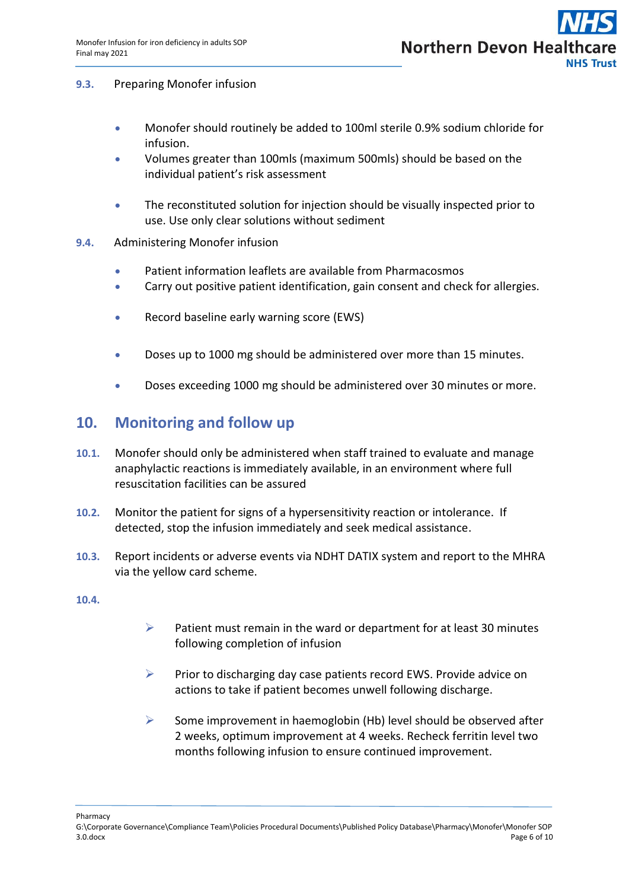### 9.3. Preparing Monofer infusion

- Monofer should routinely be added to 100ml sterile 0.9% sodium chloride for infusion.
- Volumes greater than 100mls (maximum 500mls) should be based on the individual patient's risk assessment
- The reconstituted solution for injection should be visually inspected prior to use. Use only clear solutions without sediment

### 9.4. Administering Monofer infusion

- Patient information leaflets are available from Pharmacosmos
- Carry out positive patient identification, gain consent and check for allergies.
- Record baseline early warning score (EWS)
- Doses up to 1000 mg should be administered over more than 15 minutes.
- Doses exceeding 1000 mg should be administered over 30 minutes or more.

## 10. Monitoring and follow up

**10.1.** Monofer should only be administered when staff trained to evaluate and manage anaphylactic reactions is immediately available, in an environment where full resuscitation facilities can be assured

**10.2.** Monitor the patient for signs of a hypersensitivity reaction or intolerance. If detected, stop the infusion immediately and seek medical assistance.

**10.3.** Report incidents or adverse events via NDHT DATIX system and report to the MHRA via the yellow card scheme.

**10.4.**

- Patient must remain in the ward or department for at least 30 minutes following completion of infusion
- Prior to discharging day case patients record EWS. Provide advice on actions to take if patient becomes unwell following discharge.
- Some improvement in haemoglobin (Hb) level should be observed after 2 weeks, optimum improvement at 4 weeks. Recheck ferritin level two months following infusion to ensure continued improvement.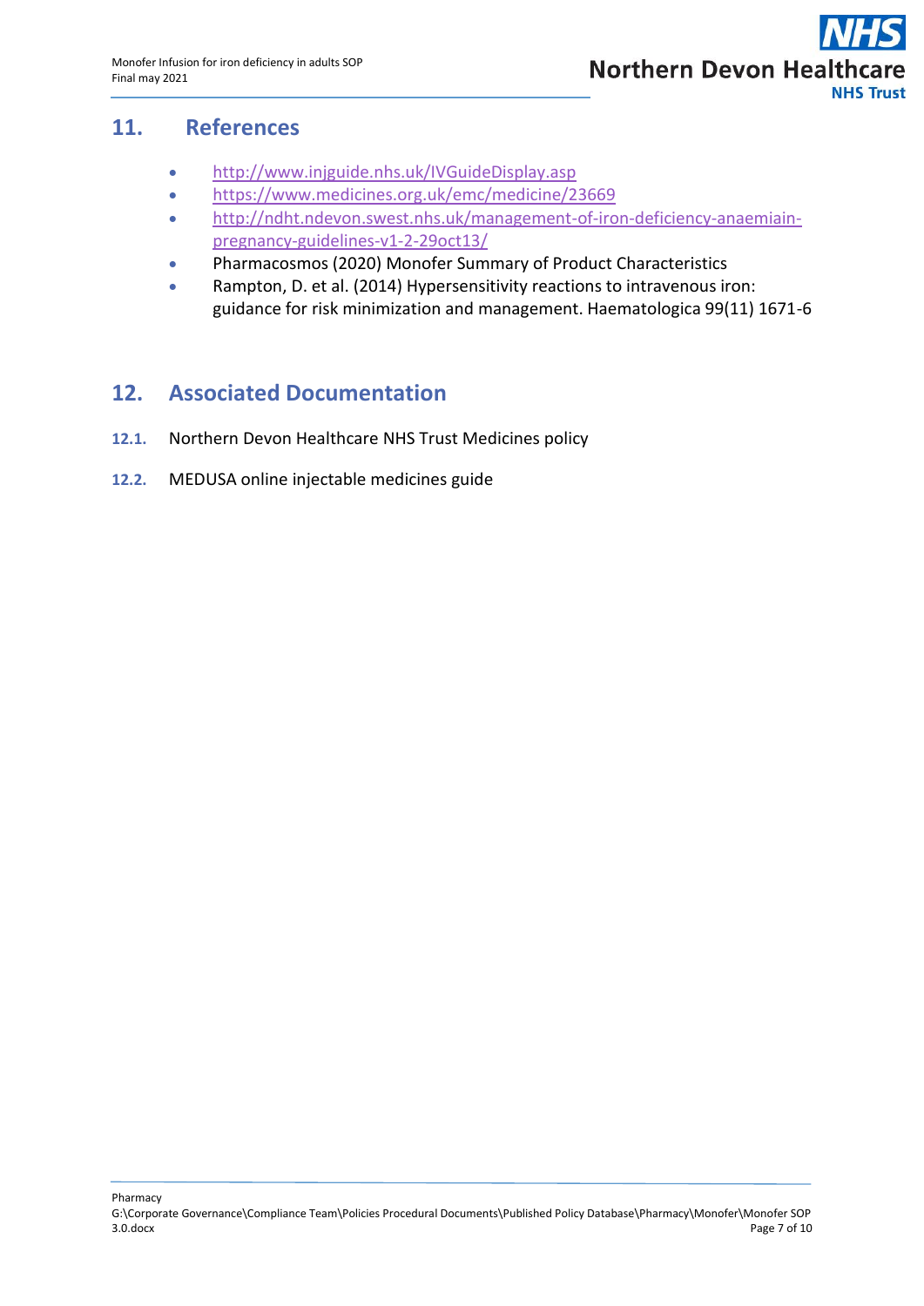## 11. References

- http://www.injguide.nhs.uk/IVGuideDisplay.asp
- https://www.medicines.org.uk/emc/medicine/23669
- http://ndht.ndevon.swest.nhs.uk/management-of-iron-deficiency-anaemiain-pregnancy-guidelines-v1-2-29oct13/
- Pharmacosmos (2020) Monofer Summary of Product Characteristics
- Rampton, D. et al. (2014) Hypersensitivity reactions to intravenous iron: guidance for risk minimization and management. Haematologica 99(11) 1671-6

## 12. Associated Documentation

**12.1.** Northern Devon Healthcare NHS Trust Medicines policy

**12.2.** MEDUSA online injectable medicines guide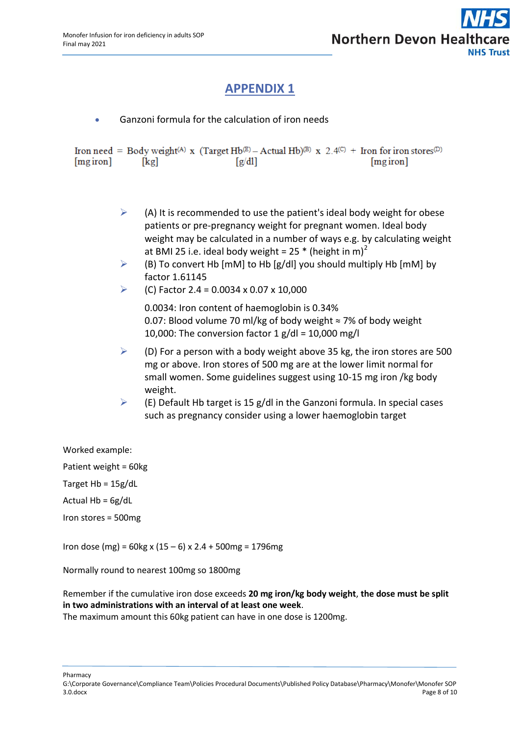# APPENDIX 1

- Ganzoni formula for the calculation of iron needs

$$\underset{[\text{mg iron}]}{\text{Iron need}} = \underset{[\text{kg}]}{\text{Body weight}^{(A)}} \times \underset{[\text{g/dl}]}{(\text{Target Hb}^{(E)} - \text{Actual Hb})^{(B)}} \times 2.4^{(C)} + \underset{[\text{mg iron}]}{\text{Iron for iron stores}^{(D)}}$$

> (A) It is recommended to use the patient's ideal body weight for obese patients or pre-pregnancy weight for pregnant women. Ideal body weight may be calculated in a number of ways e.g. by calculating weight at BMI 25 i.e. ideal body weight = 25 * (height in m)$^2$

> (B) To convert Hb [mM] to Hb [g/dl] you should multiply Hb [mM] by factor 1.61145

> (C) Factor 2.4 = 0.0034 x 0.07 x 10,000
>
> 0.0034: Iron content of haemoglobin is 0.34%
> 0.07: Blood volume 70 ml/kg of body weight ≈ 7% of body weight
> 10,000: The conversion factor 1 g/dl = 10,000 mg/l

> (D) For a person with a body weight above 35 kg, the iron stores are 500 mg or above. Iron stores of 500 mg are at the lower limit normal for small women. Some guidelines suggest using 10-15 mg iron /kg body weight.

> (E) Default Hb target is 15 g/dl in the Ganzoni formula. In special cases such as pregnancy consider using a lower haemoglobin target

Worked example:

Patient weight = 60kg

Target Hb = 15g/dL

Actual Hb = 6g/dL

Iron stores = 500mg

Iron dose (mg) = 60kg x (15 – 6) x 2.4 + 500mg = 1796mg

Normally round to nearest 100mg so 1800mg

Remember if the cumulative iron dose exceeds **20 mg iron/kg body weight**, **the dose must be split in two administrations with an interval of at least one week**.
The maximum amount this 60kg patient can have in one dose is 1200mg.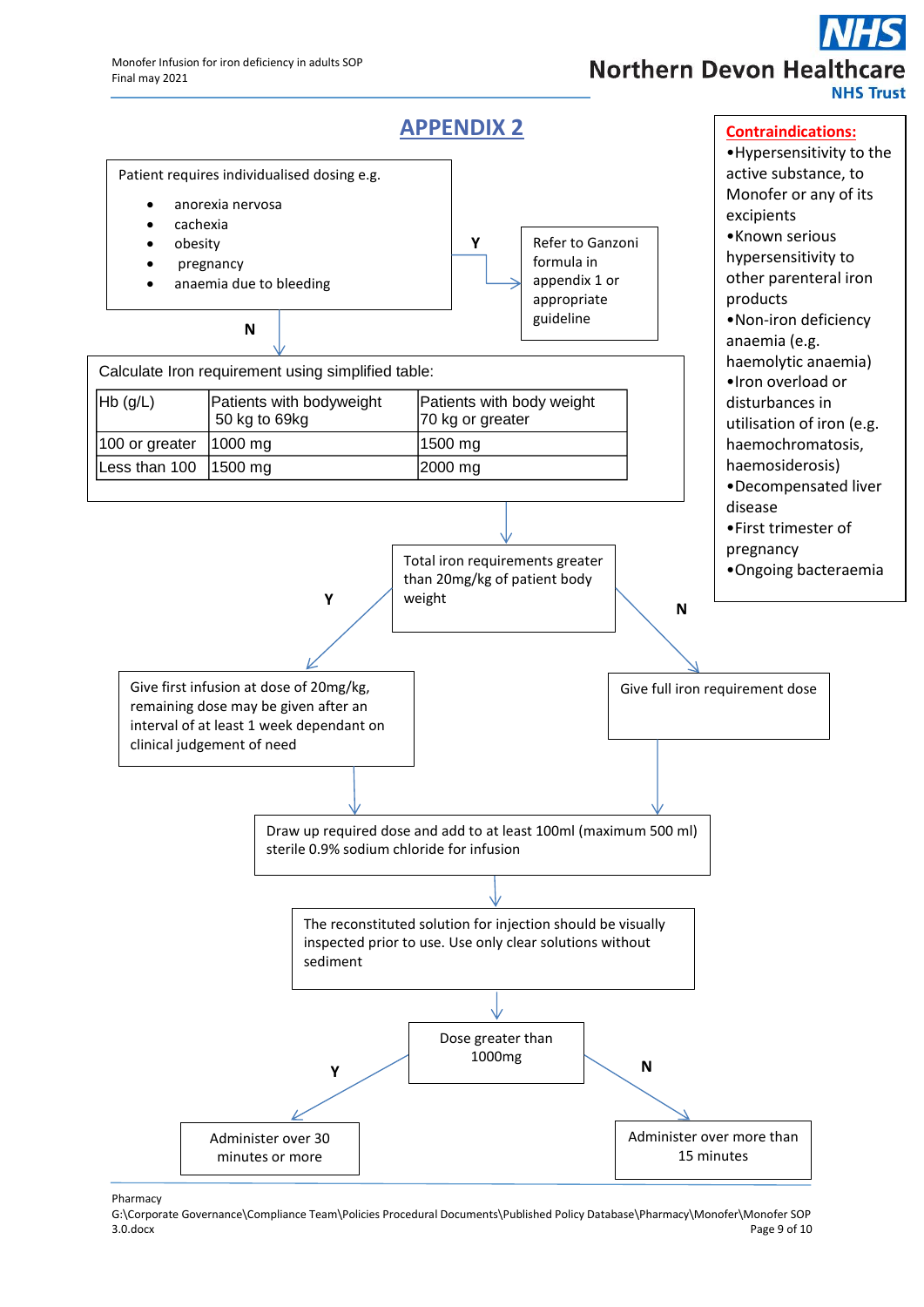# APPENDIX 2

**Contraindications:**

- Hypersensitivity to the active substance, to Monofer or any of its excipients
- Known serious hypersensitivity to other parenteral iron products
- Non-iron deficiency anaemia (e.g. haemolytic anaemia)
- Iron overload or disturbances in utilisation of iron (e.g. haemochromatosis, haemosiderosis)
- Decompensated liver disease
- First trimester of pregnancy
- Ongoing bacteraemia

Patient requires individualised dosing e.g.

- anorexia nervosa
- cachexia
- obesity
- pregnancy
- anaemia due to bleeding

**Y** → Refer to Ganzoni formula in appendix 1 or appropriate guideline

**N** ↓

Calculate Iron requirement using simplified table:

| Hb (g/L) | Patients with bodyweight 50 kg to 69kg | Patients with body weight 70 kg or greater |
|---|---|---|
| 100 or greater | 1000 mg | 1500 mg |
| Less than 100 | 1500 mg | 2000 mg |

↓

Total iron requirements greater than 20mg/kg of patient body weight

- **Y** → Give first infusion at dose of 20mg/kg, remaining dose may be given after an interval of at least 1 week dependant on clinical judgement of need
- **N** → Give full iron requirement dose

↓

Draw up required dose and add to at least 100ml (maximum 500 ml) sterile 0.9% sodium chloride for infusion

↓

The reconstituted solution for injection should be visually inspected prior to use. Use only clear solutions without sediment

↓

Dose greater than 1000mg

- **Y** → Administer over 30 minutes or more
- **N** → Administer over more than 15 minutes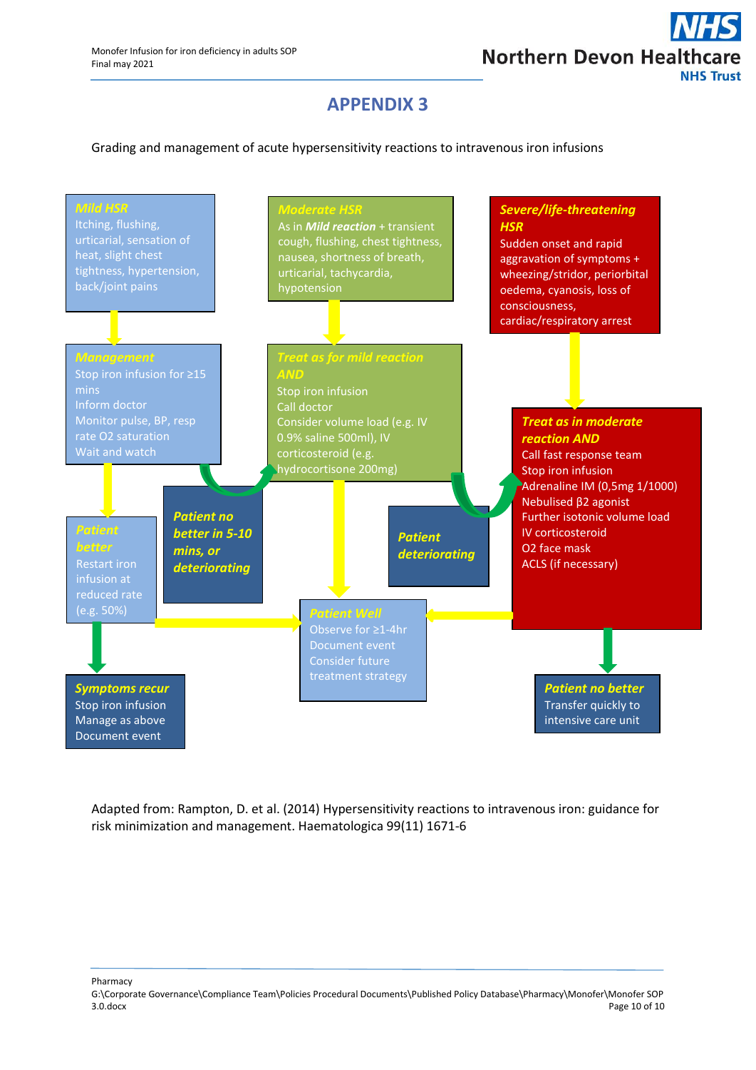# APPENDIX 3

Grading and management of acute hypersensitivity reactions to intravenous iron infusions

***Mild HSR***
Itching, flushing, urticarial, sensation of heat, slight chest tightness, hypertension, back/joint pains

***Management***
Stop iron infusion for ≥15 mins
Inform doctor
Monitor pulse, BP, resp rate O2 saturation
Wait and watch

***Patient better***
Restart iron infusion at reduced rate (e.g. 50%)

***Symptoms recur***
Stop iron infusion
Manage as above
Document event

***Patient no better in 5-10 mins, or deteriorating***

***Moderate HSR***
As in ***Mild reaction*** + transient cough, flushing, chest tightness, nausea, shortness of breath, urticarial, tachycardia, hypotension

***Treat as for mild reaction AND***
Stop iron infusion
Call doctor
Consider volume load (e.g. IV 0.9% saline 500ml), IV corticosteroid (e.g. hydrocortisone 200mg)

***Patient deteriorating***

***Patient Well***
Observe for ≥1-4hr
Document event
Consider future treatment strategy

***Severe/life-threatening HSR***
Sudden onset and rapid aggravation of symptoms + wheezing/stridor, periorbital oedema, cyanosis, loss of consciousness, cardiac/respiratory arrest

***Treat as in moderate reaction AND***
Call fast response team
Stop iron infusion
Adrenaline IM (0,5mg 1/1000)
Nebulised β2 agonist
Further isotonic volume load
IV corticosteroid
O2 face mask
ACLS (if necessary)

***Patient no better***
Transfer quickly to intensive care unit

Adapted from: Rampton, D. et al. (2014) Hypersensitivity reactions to intravenous iron: guidance for risk minimization and management. Haematologica 99(11) 1671-6